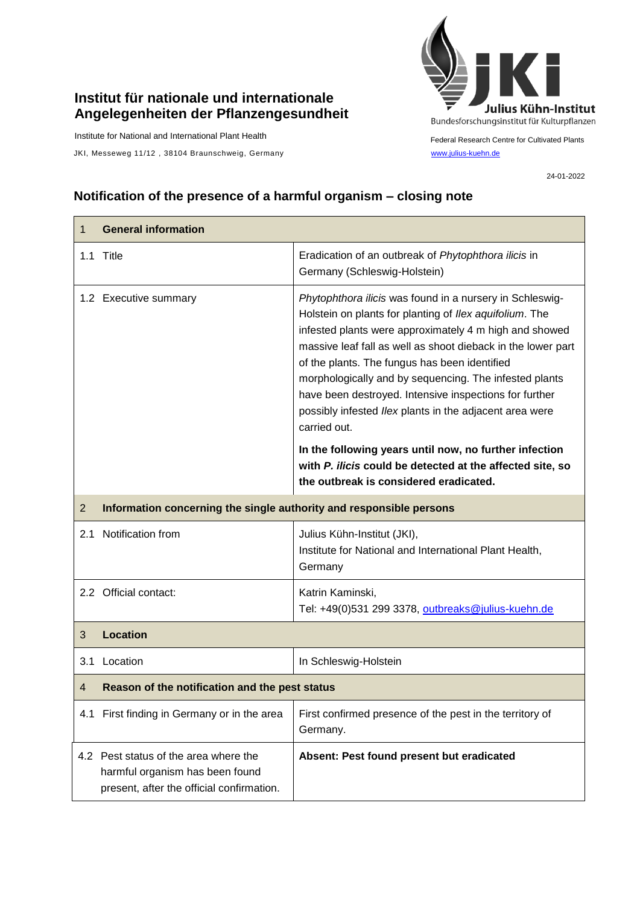**Institut für nationale und internationale Angelegenheiten der Pflanzengesundheit**

Institute for National and International Plant Health

JKI, Messeweg 11/12 , 38104 Braunschweig, Germany

Julius Kühn-Institut
Bundesforschungsinstitut für Kulturpflanzen

Federal Research Centre for Cultivated Plants

www.julius-kuehn.de

24-01-2022

## Notification of the presence of a harmful organism – closing note

| 1 General information | |
|---|---|
| 1.1 Title | Eradication of an outbreak of *Phytophthora ilicis* in Germany (Schleswig-Holstein) |
| 1.2 Executive summary | *Phytophthora ilicis* was found in a nursery in Schleswig-Holstein on plants for planting of *Ilex aquifolium*. The infested plants were approximately 4 m high and showed massive leaf fall as well as shoot dieback in the lower part of the plants. The fungus has been identified morphologically and by sequencing. The infested plants have been destroyed. Intensive inspections for further possibly infested *Ilex* plants in the adjacent area were carried out.<br><br>**In the following years until now, no further infection with *P. ilicis* could be detected at the affected site, so the outbreak is considered eradicated.** |
| **2 Information concerning the single authority and responsible persons** | |
| 2.1 Notification from | Julius Kühn-Institut (JKI),<br>Institute for National and International Plant Health, Germany |
| 2.2 Official contact: | Katrin Kaminski,<br>Tel: +49(0)531 299 3378, outbreaks@julius-kuehn.de |
| **3 Location** | |
| 3.1 Location | In Schleswig-Holstein |
| **4 Reason of the notification and the pest status** | |
| 4.1 First finding in Germany or in the area | First confirmed presence of the pest in the territory of Germany. |
| 4.2 Pest status of the area where the harmful organism has been found present, after the official confirmation. | **Absent: Pest found present but eradicated** |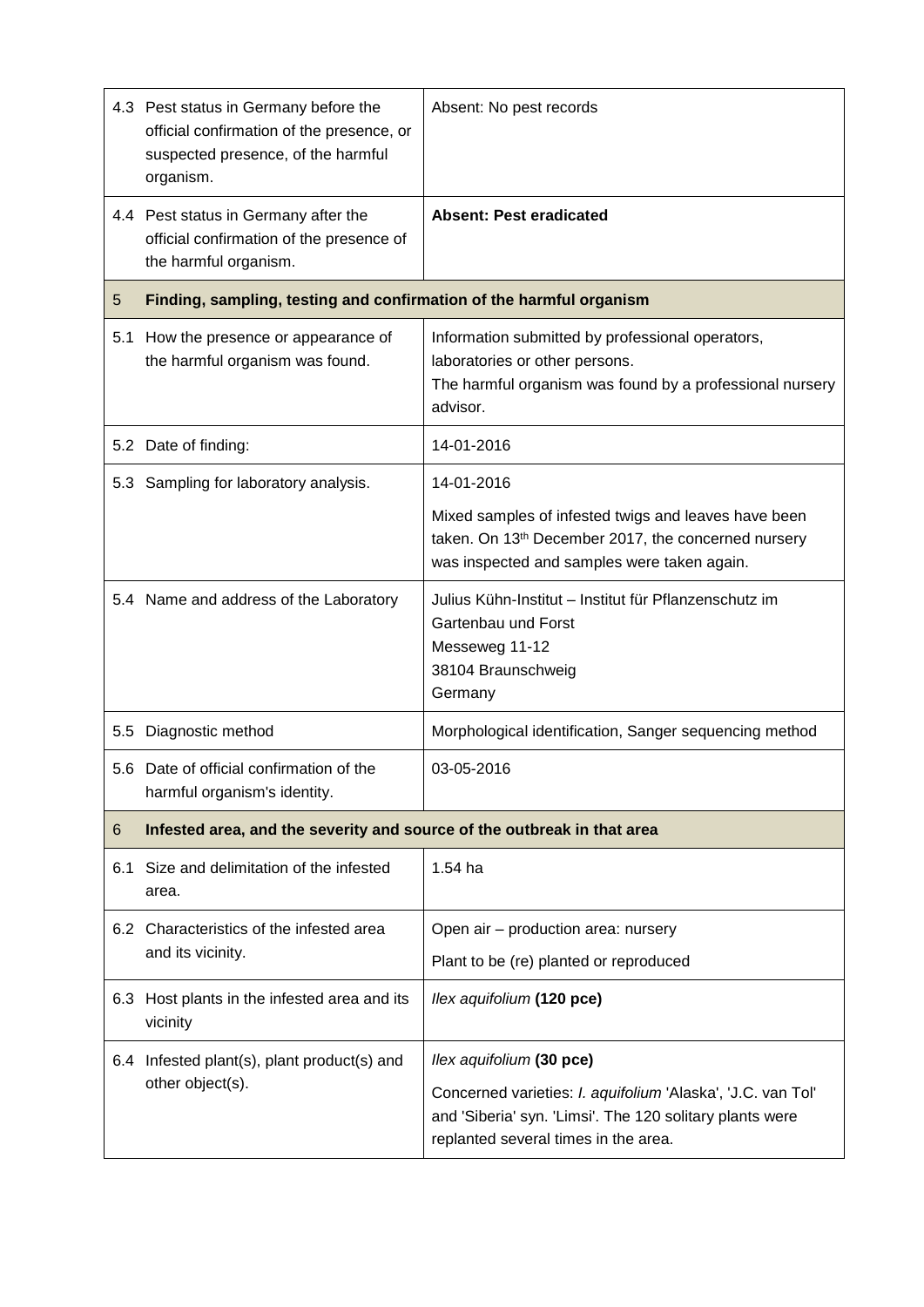| | | |
|---|---|---|
| 4.3 | Pest status in Germany before the official confirmation of the presence, or suspected presence, of the harmful organism. | Absent: No pest records |
| 4.4 | Pest status in Germany after the official confirmation of the presence of the harmful organism. | **Absent: Pest eradicated** |
| **5** | **Finding, sampling, testing and confirmation of the harmful organism** | |
| 5.1 | How the presence or appearance of the harmful organism was found. | Information submitted by professional operators, laboratories or other persons.<br>The harmful organism was found by a professional nursery advisor. |
| 5.2 | Date of finding: | 14-01-2016 |
| 5.3 | Sampling for laboratory analysis. | 14-01-2016<br>Mixed samples of infested twigs and leaves have been taken. On 13th December 2017, the concerned nursery was inspected and samples were taken again. |
| 5.4 | Name and address of the Laboratory | Julius Kühn-Institut – Institut für Pflanzenschutz im Gartenbau und Forst<br>Messeweg 11-12<br>38104 Braunschweig<br>Germany |
| 5.5 | Diagnostic method | Morphological identification, Sanger sequencing method |
| 5.6 | Date of official confirmation of the harmful organism's identity. | 03-05-2016 |
| **6** | **Infested area, and the severity and source of the outbreak in that area** | |
| 6.1 | Size and delimitation of the infested area. | 1.54 ha |
| 6.2 | Characteristics of the infested area and its vicinity. | Open air – production area: nursery<br>Plant to be (re) planted or reproduced |
| 6.3 | Host plants in the infested area and its vicinity | *Ilex aquifolium* **(120 pce)** |
| 6.4 | Infested plant(s), plant product(s) and other object(s). | *Ilex aquifolium* **(30 pce)**<br>Concerned varieties: *I. aquifolium* 'Alaska', 'J.C. van Tol' and 'Siberia' syn. 'Limsi'. The 120 solitary plants were replanted several times in the area. |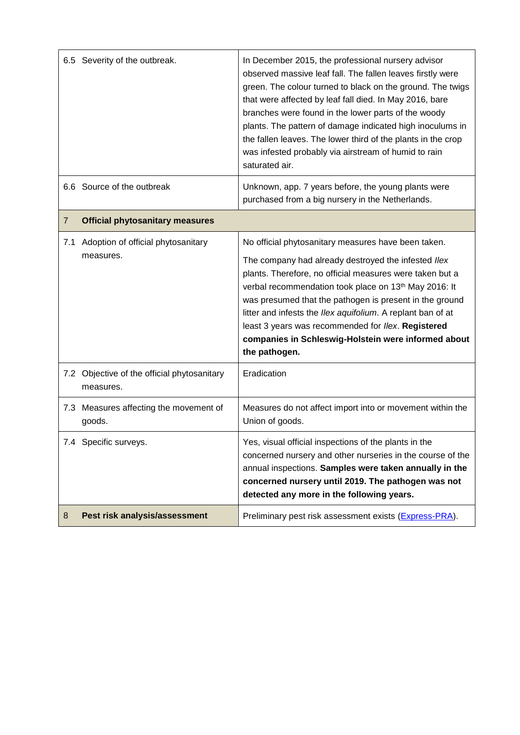| | |
|---|---|
| 6.5 Severity of the outbreak. | In December 2015, the professional nursery advisor observed massive leaf fall. The fallen leaves firstly were green. The colour turned to black on the ground. The twigs that were affected by leaf fall died. In May 2016, bare branches were found in the lower parts of the woody plants. The pattern of damage indicated high inoculums in the fallen leaves. The lower third of the plants in the crop was infested probably via airstream of humid to rain saturated air. |
| 6.6 Source of the outbreak | Unknown, app. 7 years before, the young plants were purchased from a big nursery in the Netherlands. |
| **7 Official phytosanitary measures** | |
| 7.1 Adoption of official phytosanitary measures. | No official phytosanitary measures have been taken.<br><br>The company had already destroyed the infested *Ilex* plants. Therefore, no official measures were taken but a verbal recommendation took place on 13th May 2016: It was presumed that the pathogen is present in the ground litter and infests the *Ilex aquifolium*. A replant ban of at least 3 years was recommended for *Ilex*. **Registered companies in Schleswig-Holstein were informed about the pathogen.** |
| 7.2 Objective of the official phytosanitary measures. | Eradication |
| 7.3 Measures affecting the movement of goods. | Measures do not affect import into or movement within the Union of goods. |
| 7.4 Specific surveys. | Yes, visual official inspections of the plants in the concerned nursery and other nurseries in the course of the annual inspections. **Samples were taken annually in the concerned nursery until 2019. The pathogen was not detected any more in the following years.** |
| **8 Pest risk analysis/assessment** | Preliminary pest risk assessment exists (Express-PRA). |